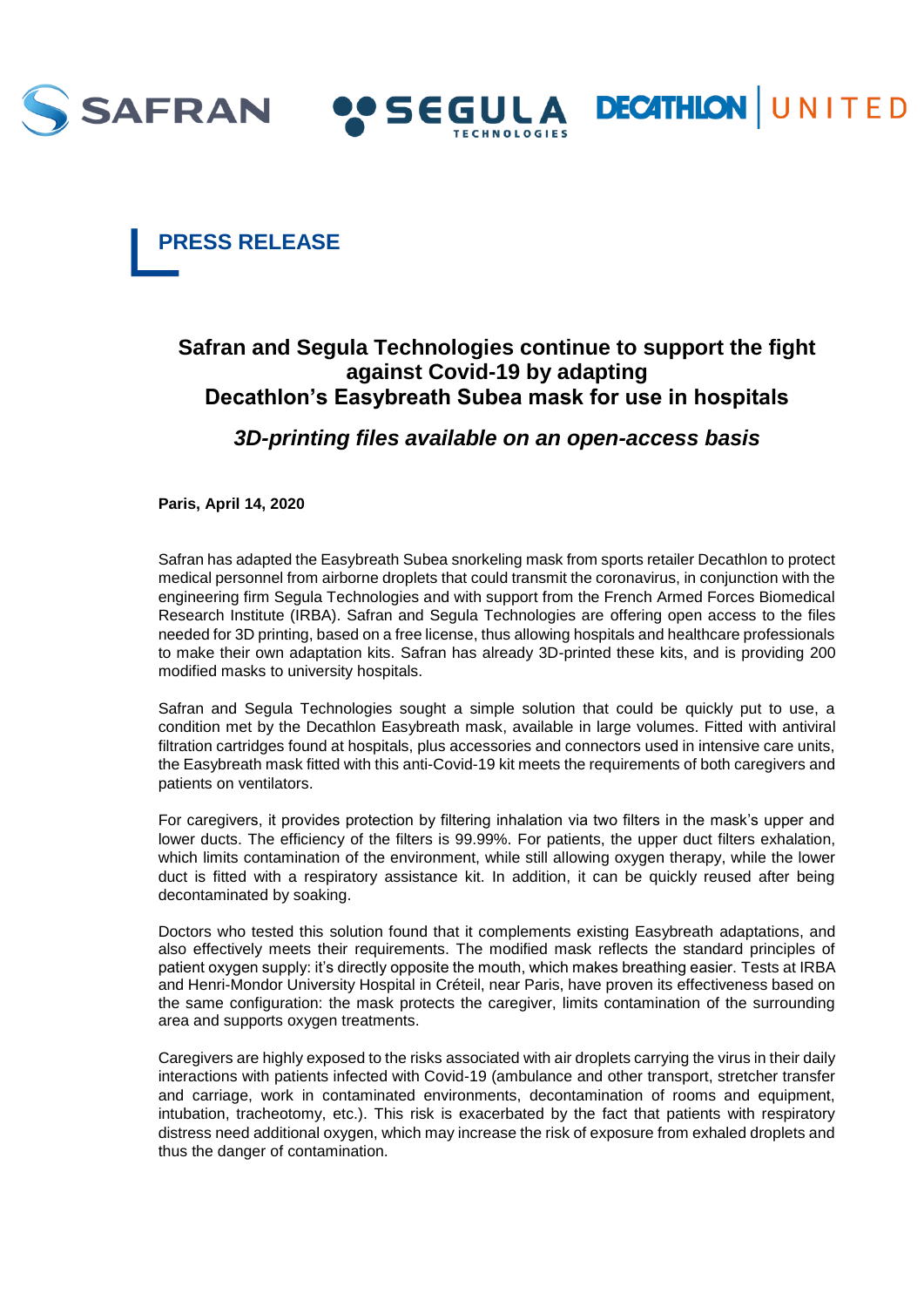# PRESS RELEASE

## Safran and Segula Technologies continue to support the fight against Covid-19 by adapting Decathlon's Easybreath Subea mask for use in hospitals

### *3D-printing files available on an open-access basis*

**Paris, April 14, 2020**

Safran has adapted the Easybreath Subea snorkeling mask from sports retailer Decathlon to protect medical personnel from airborne droplets that could transmit the coronavirus, in conjunction with the engineering firm Segula Technologies and with support from the French Armed Forces Biomedical Research Institute (IRBA). Safran and Segula Technologies are offering open access to the files needed for 3D printing, based on a free license, thus allowing hospitals and healthcare professionals to make their own adaptation kits. Safran has already 3D-printed these kits, and is providing 200 modified masks to university hospitals.

Safran and Segula Technologies sought a simple solution that could be quickly put to use, a condition met by the Decathlon Easybreath mask, available in large volumes. Fitted with antiviral filtration cartridges found at hospitals, plus accessories and connectors used in intensive care units, the Easybreath mask fitted with this anti-Covid-19 kit meets the requirements of both caregivers and patients on ventilators.

For caregivers, it provides protection by filtering inhalation via two filters in the mask's upper and lower ducts. The efficiency of the filters is 99.99%. For patients, the upper duct filters exhalation, which limits contamination of the environment, while still allowing oxygen therapy, while the lower duct is fitted with a respiratory assistance kit. In addition, it can be quickly reused after being decontaminated by soaking.

Doctors who tested this solution found that it complements existing Easybreath adaptations, and also effectively meets their requirements. The modified mask reflects the standard principles of patient oxygen supply: it's directly opposite the mouth, which makes breathing easier. Tests at IRBA and Henri-Mondor University Hospital in Créteil, near Paris, have proven its effectiveness based on the same configuration: the mask protects the caregiver, limits contamination of the surrounding area and supports oxygen treatments.

Caregivers are highly exposed to the risks associated with air droplets carrying the virus in their daily interactions with patients infected with Covid-19 (ambulance and other transport, stretcher transfer and carriage, work in contaminated environments, decontamination of rooms and equipment, intubation, tracheotomy, etc.). This risk is exacerbated by the fact that patients with respiratory distress need additional oxygen, which may increase the risk of exposure from exhaled droplets and thus the danger of contamination.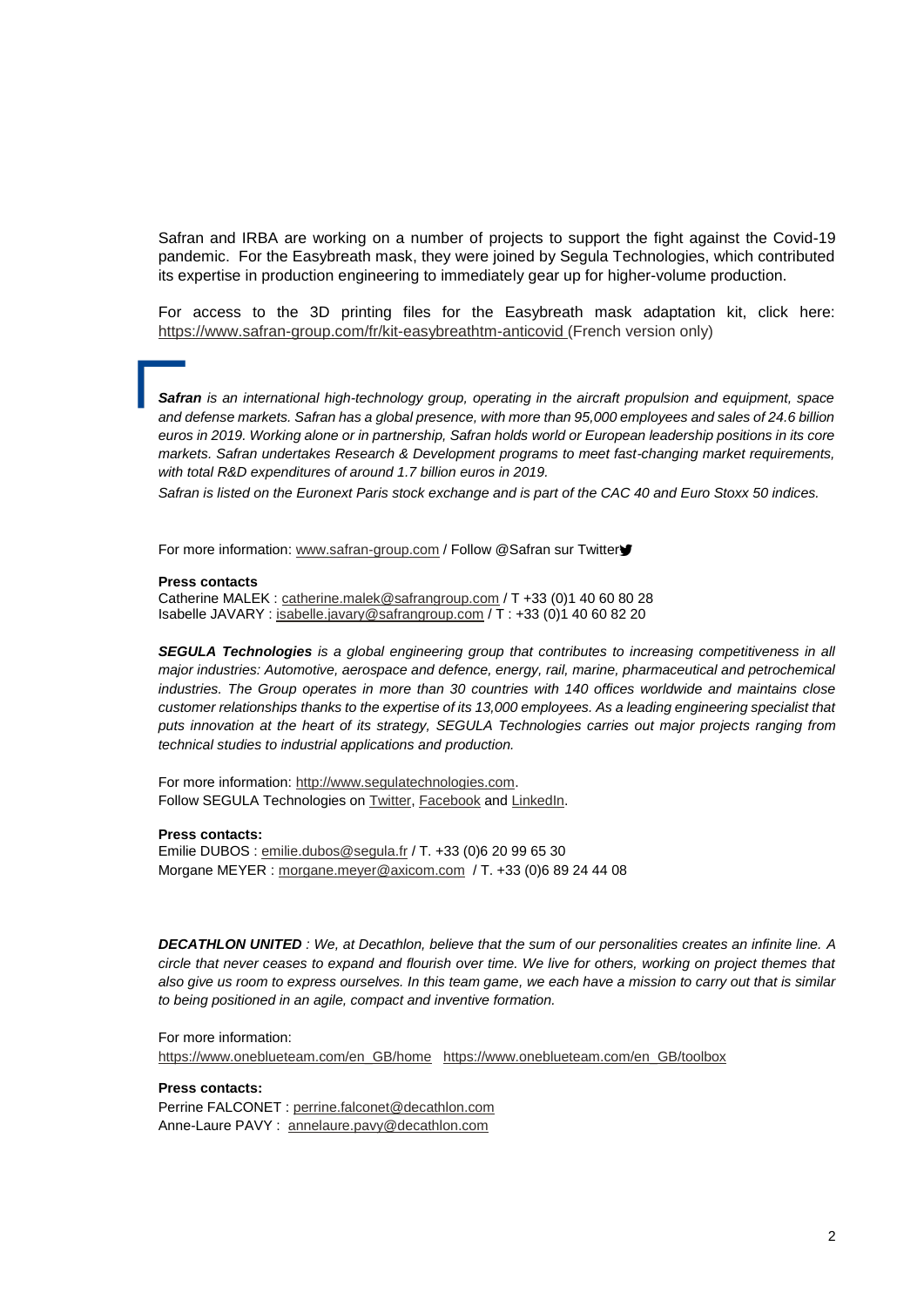Safran and IRBA are working on a number of projects to support the fight against the Covid-19 pandemic. For the Easybreath mask, they were joined by Segula Technologies, which contributed its expertise in production engineering to immediately gear up for higher-volume production.

For access to the 3D printing files for the Easybreath mask adaptation kit, click here: https://www.safran-group.com/fr/kit-easybreathtm-anticovid (French version only)

***Safran*** *is an international high-technology group, operating in the aircraft propulsion and equipment, space and defense markets. Safran has a global presence, with more than 95,000 employees and sales of 24.6 billion euros in 2019. Working alone or in partnership, Safran holds world or European leadership positions in its core markets. Safran undertakes Research & Development programs to meet fast-changing market requirements, with total R&D expenditures of around 1.7 billion euros in 2019.*

*Safran is listed on the Euronext Paris stock exchange and is part of the CAC 40 and Euro Stoxx 50 indices.*

For more information: www.safran-group.com / Follow @Safran sur Twitter

**Press contacts**

Catherine MALEK : catherine.malek@safrangroup.com / T +33 (0)1 40 60 80 28
Isabelle JAVARY : isabelle.javary@safrangroup.com / T : +33 (0)1 40 60 82 20

***SEGULA Technologies*** *is a global engineering group that contributes to increasing competitiveness in all major industries: Automotive, aerospace and defence, energy, rail, marine, pharmaceutical and petrochemical industries. The Group operates in more than 30 countries with 140 offices worldwide and maintains close customer relationships thanks to the expertise of its 13,000 employees. As a leading engineering specialist that puts innovation at the heart of its strategy, SEGULA Technologies carries out major projects ranging from technical studies to industrial applications and production.*

For more information: http://www.segulatechnologies.com.
Follow SEGULA Technologies on Twitter, Facebook and LinkedIn.

**Press contacts:**

Emilie DUBOS : emilie.dubos@segula.fr / T. +33 (0)6 20 99 65 30
Morgane MEYER : morgane.meyer@axicom.com / T. +33 (0)6 89 24 44 08

***DECATHLON UNITED*** *: We, at Decathlon, believe that the sum of our personalities creates an infinite line. A circle that never ceases to expand and flourish over time. We live for others, working on project themes that also give us room to express ourselves. In this team game, we each have a mission to carry out that is similar to being positioned in an agile, compact and inventive formation.*

For more information:
https://www.oneblueteam.com/en_GB/home https://www.oneblueteam.com/en_GB/toolbox

**Press contacts:**

Perrine FALCONET : perrine.falconet@decathlon.com
Anne-Laure PAVY : annelaure.pavy@decathlon.com